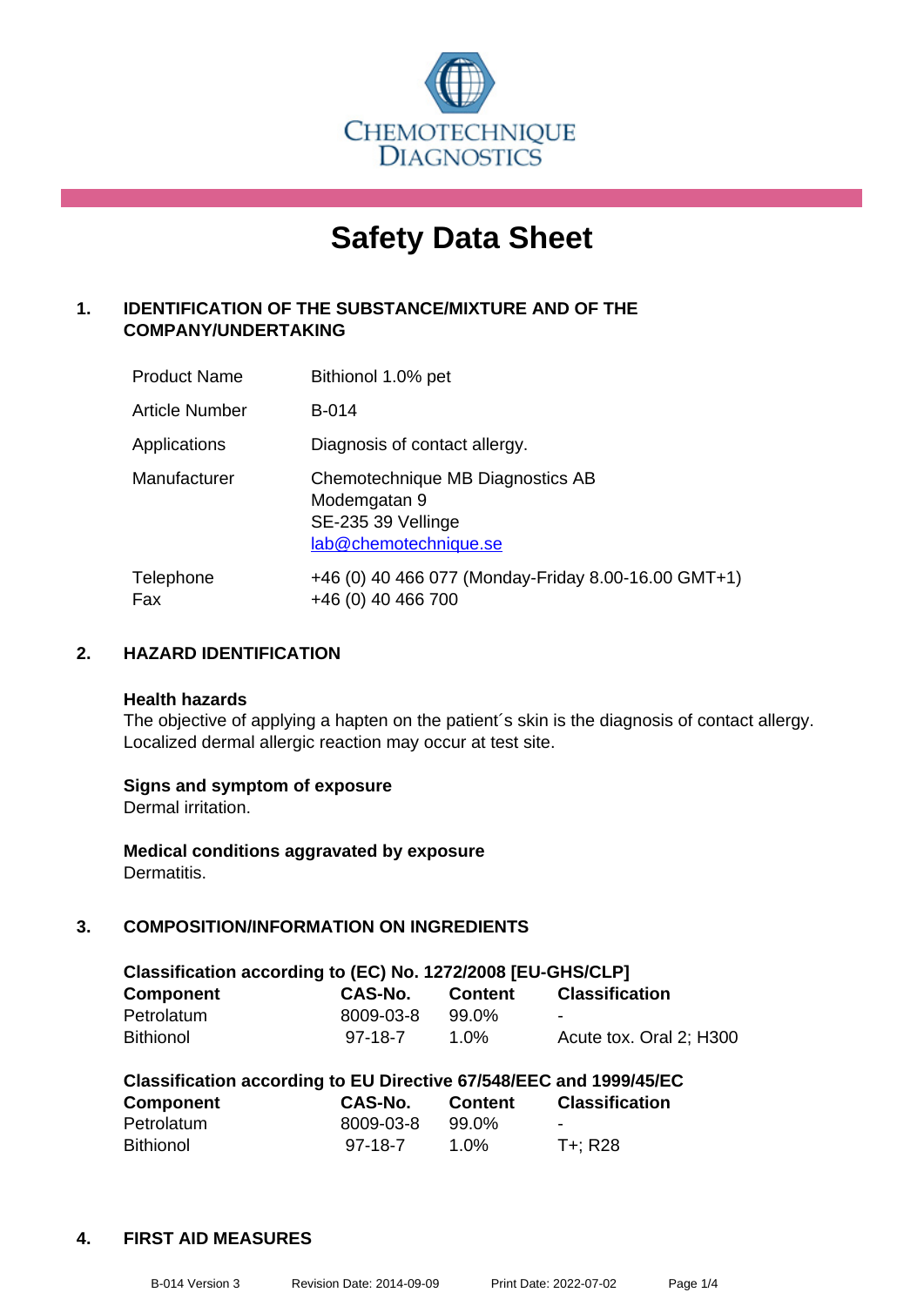CHEMOTECHNIQUE DIAGNOSTICS

# Safety Data Sheet

## 1. IDENTIFICATION OF THE SUBSTANCE/MIXTURE AND OF THE COMPANY/UNDERTAKING

| | |
|---|---|
| Product Name | Bithionol 1.0% pet |
| Article Number | B-014 |
| Applications | Diagnosis of contact allergy. |
| Manufacturer | Chemotechnique MB Diagnostics AB<br>Modemgatan 9<br>SE-235 39 Vellinge<br>lab@chemotechnique.se |
| Telephone<br>Fax | +46 (0) 40 466 077 (Monday-Friday 8.00-16.00 GMT+1)<br>+46 (0) 40 466 700 |

## 2. HAZARD IDENTIFICATION

**Health hazards**
The objective of applying a hapten on the patient´s skin is the diagnosis of contact allergy. Localized dermal allergic reaction may occur at test site.

**Signs and symptom of exposure**
Dermal irritation.

**Medical conditions aggravated by exposure**
Dermatitis.

## 3. COMPOSITION/INFORMATION ON INGREDIENTS

**Classification according to (EC) No. 1272/2008 [EU-GHS/CLP]**

| Component | CAS-No. | Content | Classification |
|---|---|---|---|
| Petrolatum | 8009-03-8 | 99.0% | - |
| Bithionol | 97-18-7 | 1.0% | Acute tox. Oral 2; H300 |

**Classification according to EU Directive 67/548/EEC and 1999/45/EC**

| Component | CAS-No. | Content | Classification |
|---|---|---|---|
| Petrolatum | 8009-03-8 | 99.0% | - |
| Bithionol | 97-18-7 | 1.0% | T+; R28 |

## 4. FIRST AID MEASURES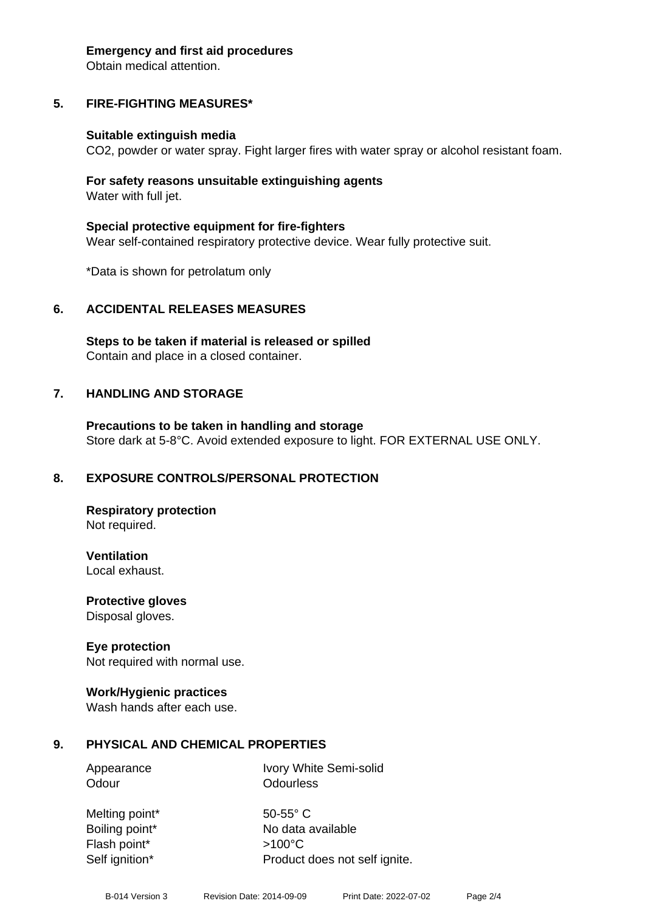**Emergency and first aid procedures**
Obtain medical attention.

## 5. FIRE-FIGHTING MEASURES*

**Suitable extinguish media**
$CO_2$, powder or water spray. Fight larger fires with water spray or alcohol resistant foam.

**For safety reasons unsuitable extinguishing agents**
Water with full jet.

**Special protective equipment for fire-fighters**
Wear self-contained respiratory protective device. Wear fully protective suit.

*Data is shown for petrolatum only

## 6. ACCIDENTAL RELEASES MEASURES

**Steps to be taken if material is released or spilled**
Contain and place in a closed container.

## 7. HANDLING AND STORAGE

**Precautions to be taken in handling and storage**
Store dark at 5-8°C. Avoid extended exposure to light. FOR EXTERNAL USE ONLY.

## 8. EXPOSURE CONTROLS/PERSONAL PROTECTION

**Respiratory protection**
Not required.

**Ventilation**
Local exhaust.

**Protective gloves**
Disposal gloves.

**Eye protection**
Not required with normal use.

**Work/Hygienic practices**
Wash hands after each use.

## 9. PHYSICAL AND CHEMICAL PROPERTIES

| | |
|---|---|
| Appearance | Ivory White Semi-solid |
| Odour | Odourless |
| Melting point* | 50-55° C |
| Boiling point* | No data available |
| Flash point* | >100°C |
| Self ignition* | Product does not self ignite. |

B-014 Version 3 Revision Date: 2014-09-09 Print Date: 2022-07-02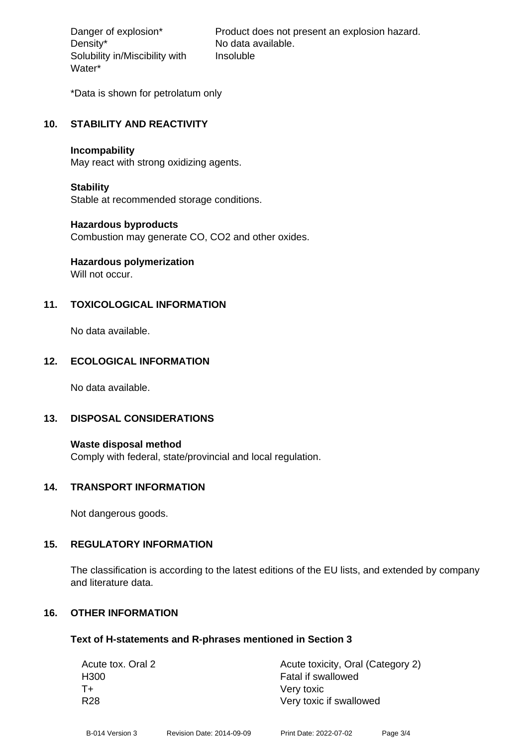| | |
|---|---|
| Danger of explosion* | Product does not present an explosion hazard. |
| Density* | No data available. |
| Solubility in/Miscibility with Water* | Insoluble |

*Data is shown for petrolatum only

## 10. STABILITY AND REACTIVITY

**Incompability**
May react with strong oxidizing agents.

**Stability**
Stable at recommended storage conditions.

**Hazardous byproducts**
Combustion may generate CO, CO2 and other oxides.

**Hazardous polymerization**
Will not occur.

## 11. TOXICOLOGICAL INFORMATION

No data available.

## 12. ECOLOGICAL INFORMATION

No data available.

## 13. DISPOSAL CONSIDERATIONS

**Waste disposal method**
Comply with federal, state/provincial and local regulation.

## 14. TRANSPORT INFORMATION

Not dangerous goods.

## 15. REGULATORY INFORMATION

The classification is according to the latest editions of the EU lists, and extended by company and literature data.

## 16. OTHER INFORMATION

### Text of H-statements and R-phrases mentioned in Section 3

| | |
|---|---|
| Acute tox. Oral 2 | Acute toxicity, Oral (Category 2) |
| H300 | Fatal if swallowed |
| T+ | Very toxic |
| R28 | Very toxic if swallowed |

B-014 Version 3 Revision Date: 2014-09-09 Print Date: 2022-07-02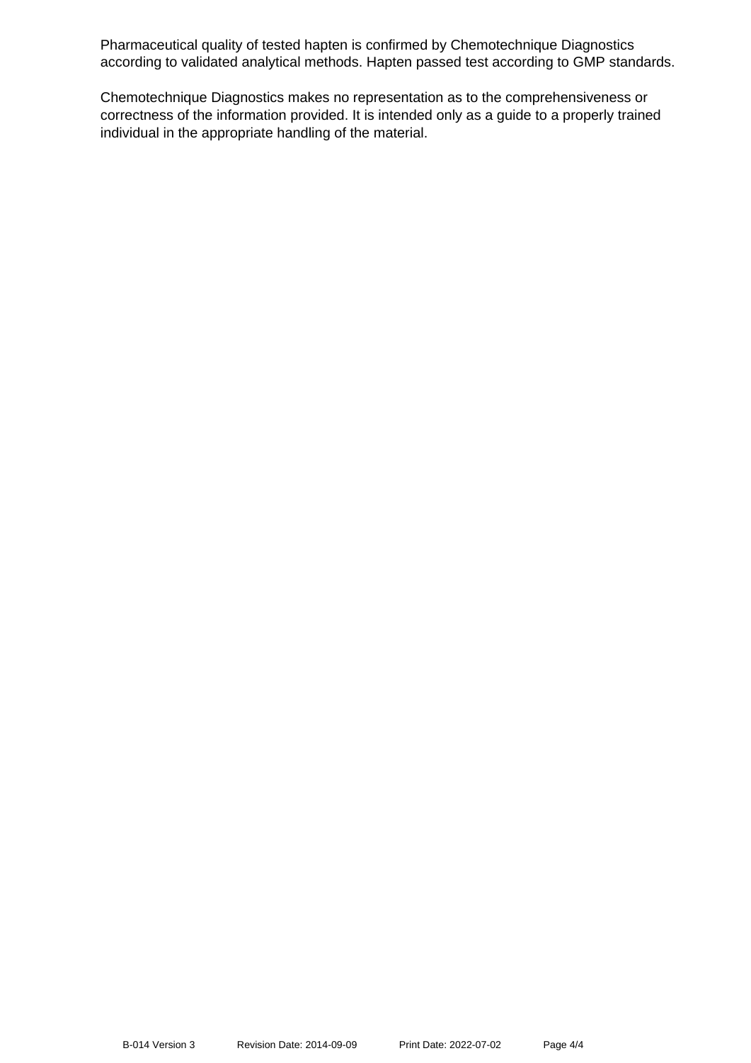Pharmaceutical quality of tested hapten is confirmed by Chemotechnique Diagnostics according to validated analytical methods. Hapten passed test according to GMP standards.

Chemotechnique Diagnostics makes no representation as to the comprehensiveness or correctness of the information provided. It is intended only as a guide to a properly trained individual in the appropriate handling of the material.